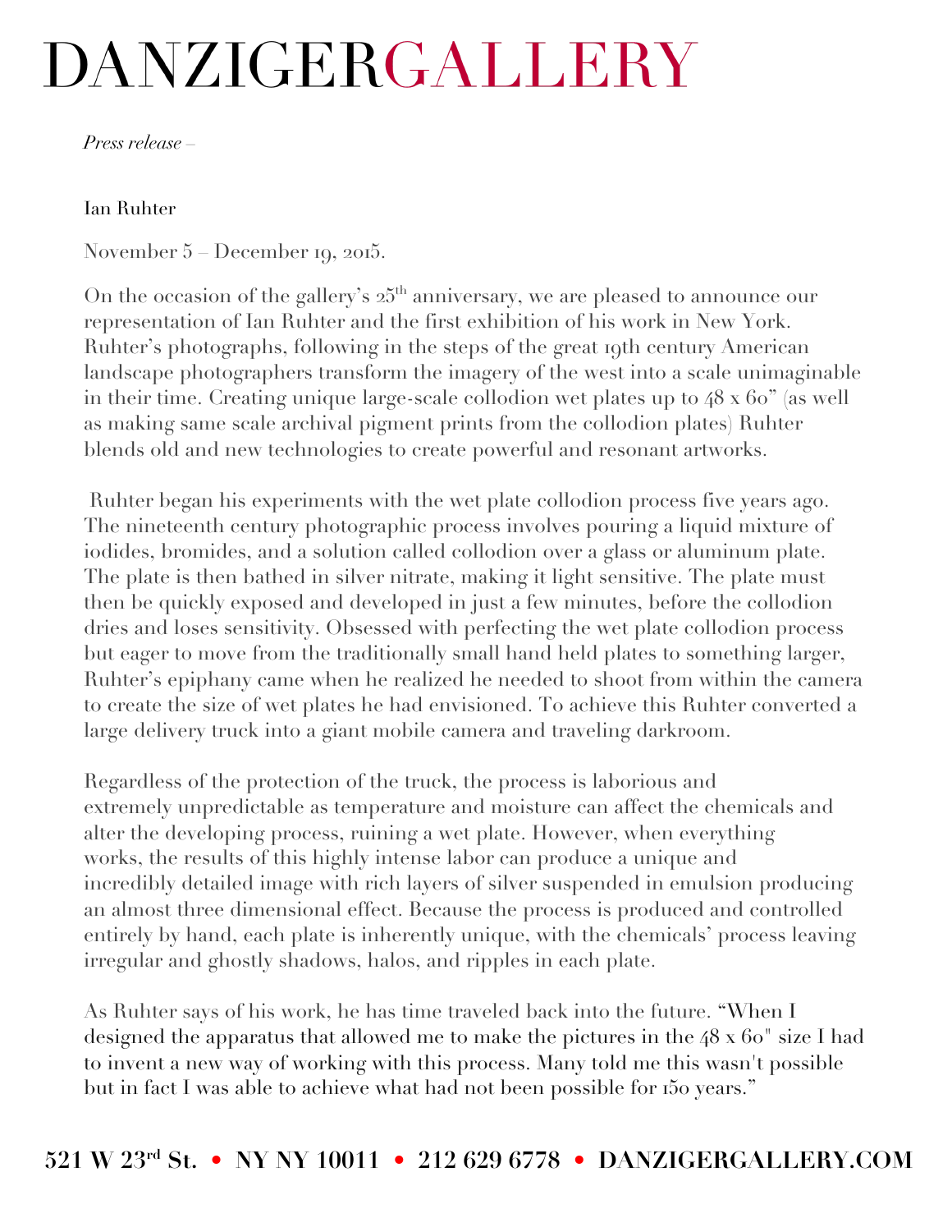# DANZIGERGALLERY

*Press release –*

Ian Ruhter

November 5 – December 19, 2015.

On the occasion of the gallery's 25th anniversary, we are pleased to announce our representation of Ian Ruhter and the first exhibition of his work in New York. Ruhter's photographs, following in the steps of the great 19th century American landscape photographers transform the imagery of the west into a scale unimaginable in their time. Creating unique large-scale collodion wet plates up to 48 x 60" (as well as making same scale archival pigment prints from the collodion plates) Ruhter blends old and new technologies to create powerful and resonant artworks.

Ruhter began his experiments with the wet plate collodion process five years ago. The nineteenth century photographic process involves pouring a liquid mixture of iodides, bromides, and a solution called collodion over a glass or aluminum plate. The plate is then bathed in silver nitrate, making it light sensitive. The plate must then be quickly exposed and developed in just a few minutes, before the collodion dries and loses sensitivity. Obsessed with perfecting the wet plate collodion process but eager to move from the traditionally small hand held plates to something larger, Ruhter's epiphany came when he realized he needed to shoot from within the camera to create the size of wet plates he had envisioned. To achieve this Ruhter converted a large delivery truck into a giant mobile camera and traveling darkroom.

Regardless of the protection of the truck, the process is laborious and extremely unpredictable as temperature and moisture can affect the chemicals and alter the developing process, ruining a wet plate. However, when everything works, the results of this highly intense labor can produce a unique and incredibly detailed image with rich layers of silver suspended in emulsion producing an almost three dimensional effect. Because the process is produced and controlled entirely by hand, each plate is inherently unique, with the chemicals' process leaving irregular and ghostly shadows, halos, and ripples in each plate.

As Ruhter says of his work, he has time traveled back into the future. "When I designed the apparatus that allowed me to make the pictures in the 48 x 60" size I had to invent a new way of working with this process. Many told me this wasn't possible but in fact I was able to achieve what had not been possible for 150 years."

**521 W 23rd St. • NY NY 10011 • 212 629 6778 • DANZIGERGALLERY.COM**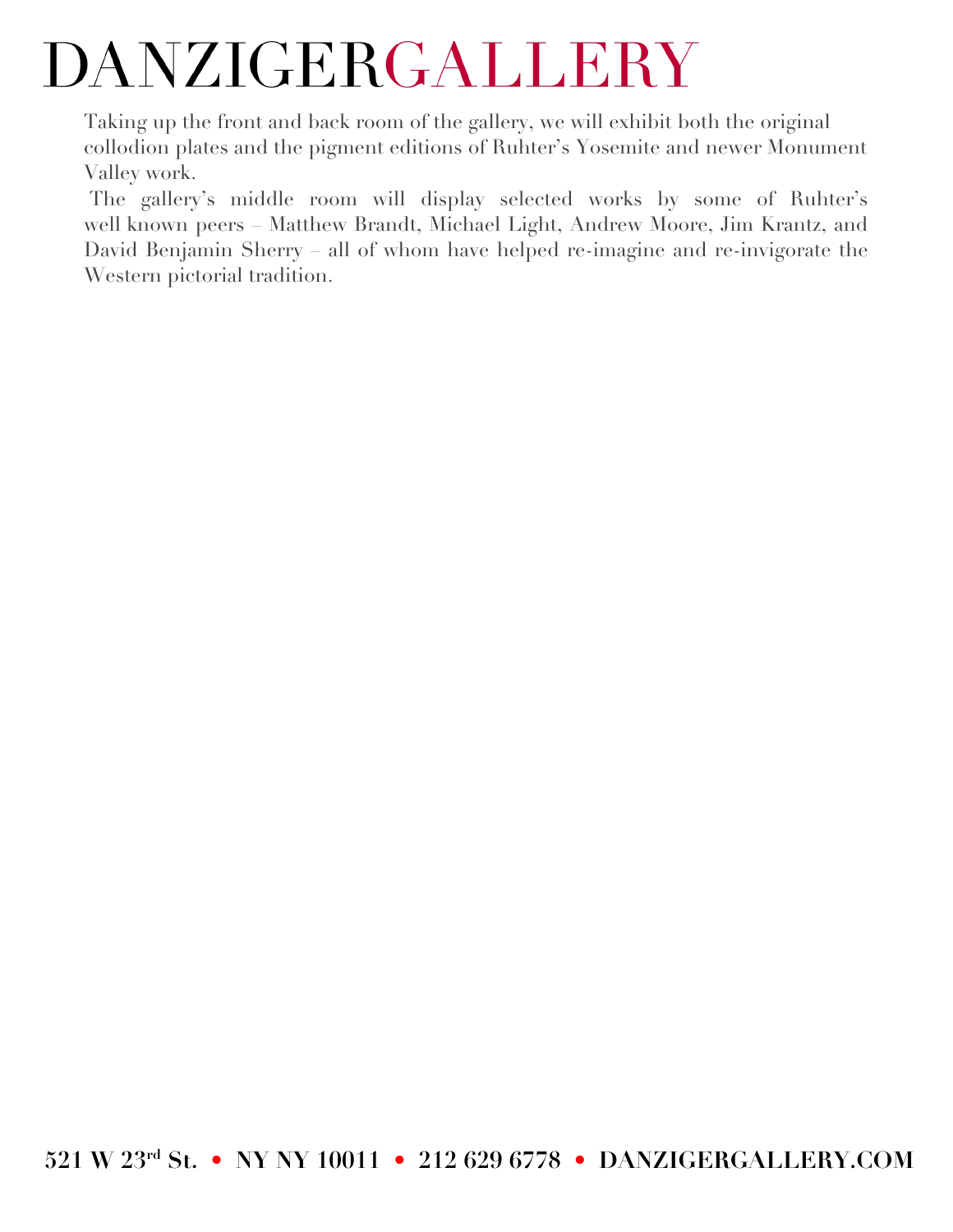Taking up the front and back room of the gallery, we will exhibit both the original collodion plates and the pigment editions of Ruhter's Yosemite and newer Monument Valley work.

The gallery's middle room will display selected works by some of Ruhter's well known peers – Matthew Brandt, Michael Light, Andrew Moore, Jim Krantz, and David Benjamin Sherry – all of whom have helped re-imagine and re-invigorate the Western pictorial tradition.